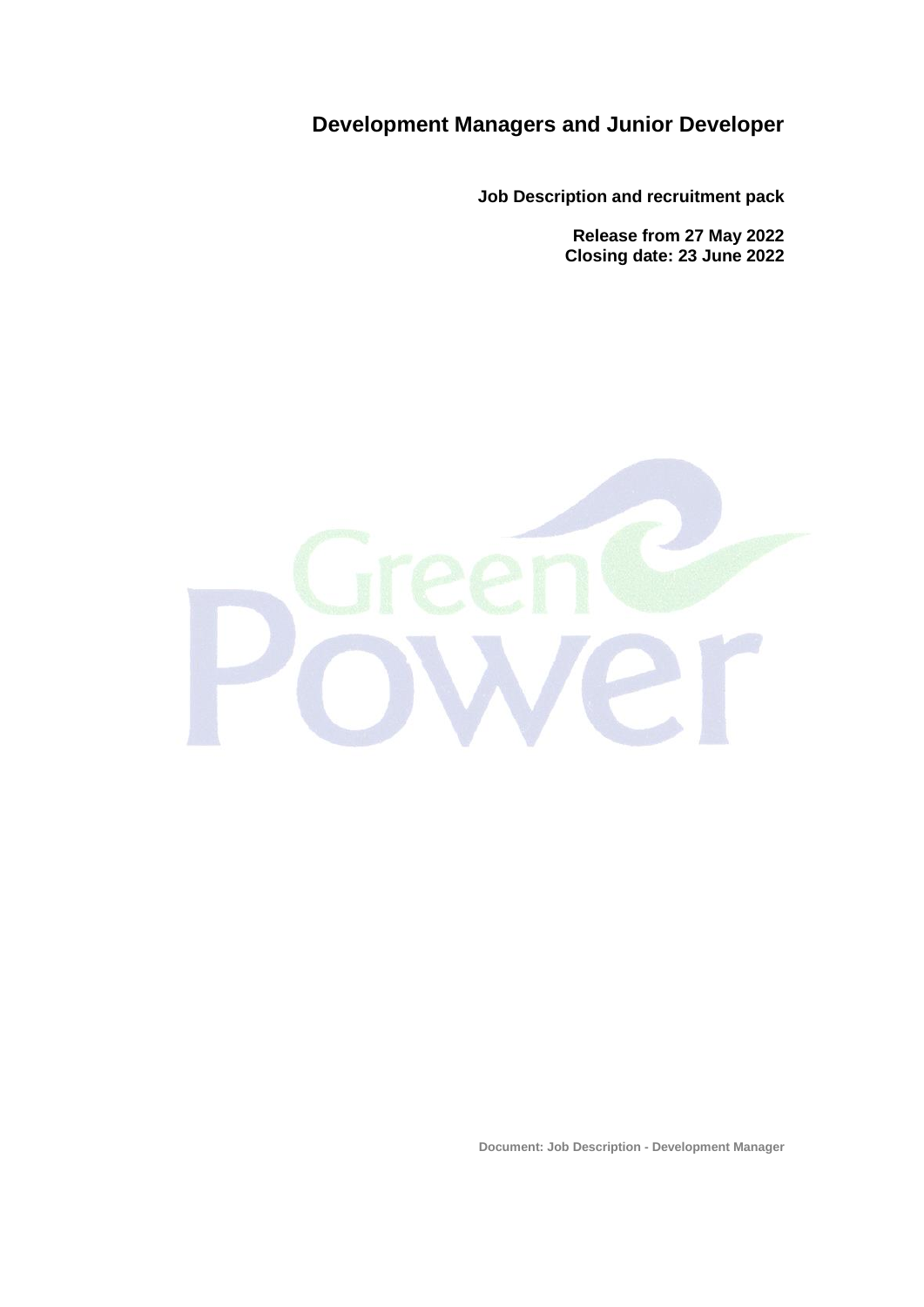# Development Managers and Junior Developer

**Job Description and recruitment pack**

**Release from 27 May 2022**
**Closing date: 23 June 2022**

Green Power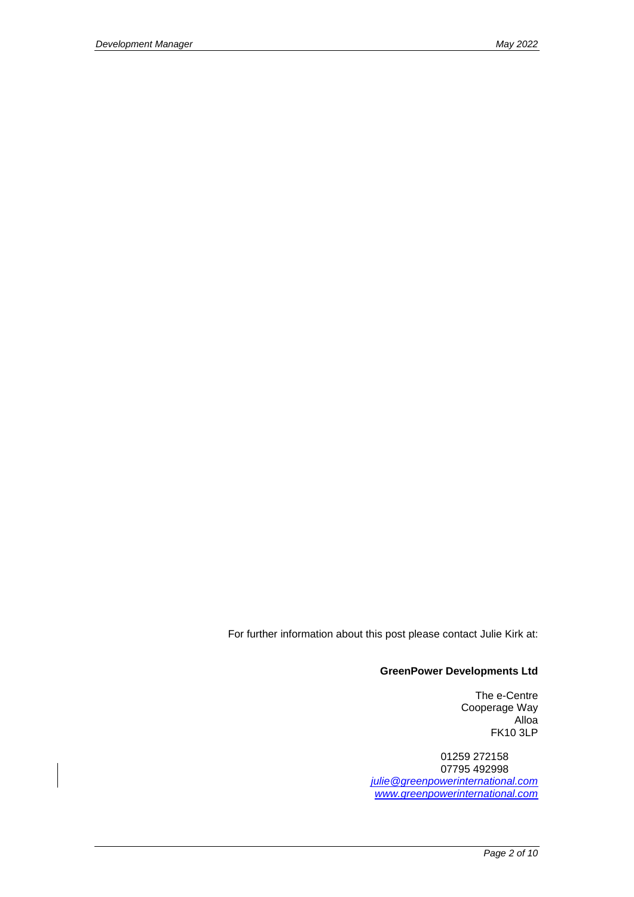For further information about this post please contact Julie Kirk at:

**GreenPower Developments Ltd**

The e-Centre
Cooperage Way
Alloa
FK10 3LP

01259 272158
07795 492998
julie@greenpowerinternational.com
www.greenpowerinternational.com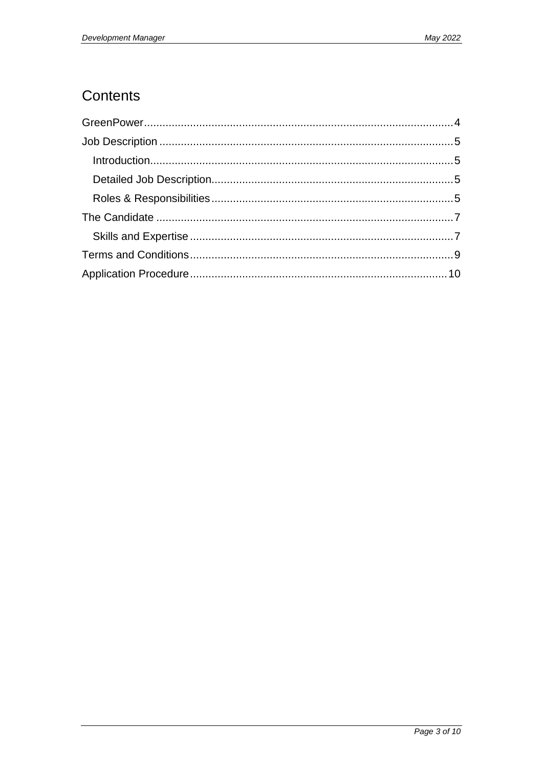# Contents

GreenPower....................................................................................................4

Job Description ..............................................................................................5

- Introduction.................................................................................................5
- Detailed Job Description.............................................................................5
- Roles & Responsibilities..............................................................................5

The Candidate ................................................................................................7

- Skills and Expertise.....................................................................................7

Terms and Conditions.....................................................................................9

Application Procedure...................................................................................10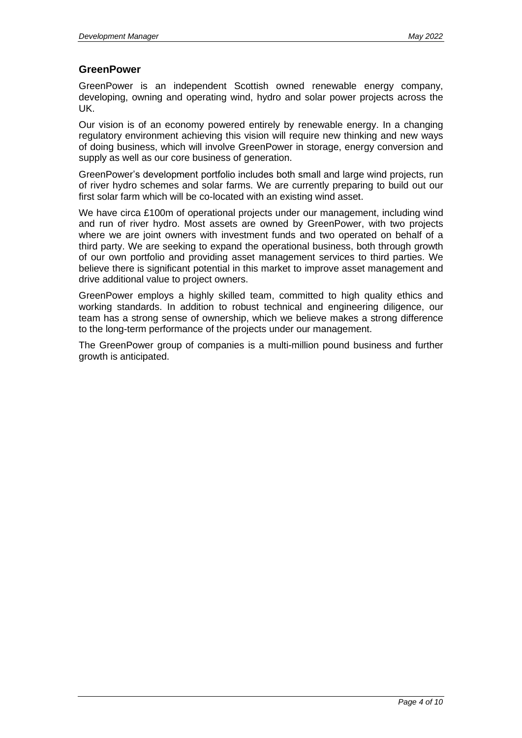## GreenPower

GreenPower is an independent Scottish owned renewable energy company, developing, owning and operating wind, hydro and solar power projects across the UK.

Our vision is of an economy powered entirely by renewable energy. In a changing regulatory environment achieving this vision will require new thinking and new ways of doing business, which will involve GreenPower in storage, energy conversion and supply as well as our core business of generation.

GreenPower's development portfolio includes both small and large wind projects, run of river hydro schemes and solar farms. We are currently preparing to build out our first solar farm which will be co-located with an existing wind asset.

We have circa £100m of operational projects under our management, including wind and run of river hydro. Most assets are owned by GreenPower, with two projects where we are joint owners with investment funds and two operated on behalf of a third party. We are seeking to expand the operational business, both through growth of our own portfolio and providing asset management services to third parties. We believe there is significant potential in this market to improve asset management and drive additional value to project owners.

GreenPower employs a highly skilled team, committed to high quality ethics and working standards. In addition to robust technical and engineering diligence, our team has a strong sense of ownership, which we believe makes a strong difference to the long-term performance of the projects under our management.

The GreenPower group of companies is a multi-million pound business and further growth is anticipated.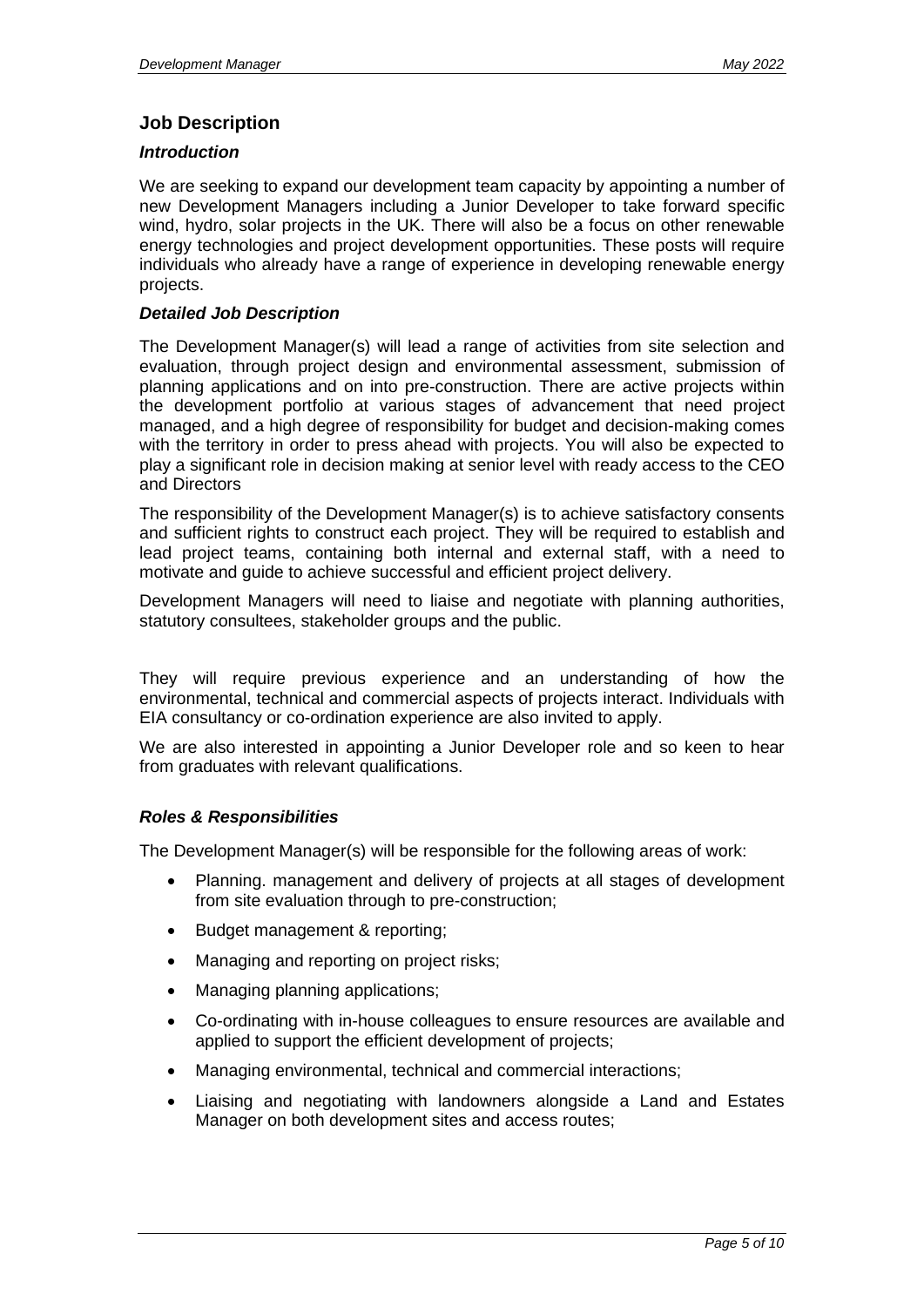## Job Description

### *Introduction*

We are seeking to expand our development team capacity by appointing a number of new Development Managers including a Junior Developer to take forward specific wind, hydro, solar projects in the UK. There will also be a focus on other renewable energy technologies and project development opportunities. These posts will require individuals who already have a range of experience in developing renewable energy projects.

### *Detailed Job Description*

The Development Manager(s) will lead a range of activities from site selection and evaluation, through project design and environmental assessment, submission of planning applications and on into pre-construction. There are active projects within the development portfolio at various stages of advancement that need project managed, and a high degree of responsibility for budget and decision-making comes with the territory in order to press ahead with projects. You will also be expected to play a significant role in decision making at senior level with ready access to the CEO and Directors

The responsibility of the Development Manager(s) is to achieve satisfactory consents and sufficient rights to construct each project. They will be required to establish and lead project teams, containing both internal and external staff, with a need to motivate and guide to achieve successful and efficient project delivery.

Development Managers will need to liaise and negotiate with planning authorities, statutory consultees, stakeholder groups and the public.

They will require previous experience and an understanding of how the environmental, technical and commercial aspects of projects interact. Individuals with EIA consultancy or co-ordination experience are also invited to apply.

We are also interested in appointing a Junior Developer role and so keen to hear from graduates with relevant qualifications.

### *Roles & Responsibilities*

The Development Manager(s) will be responsible for the following areas of work:

- Planning. management and delivery of projects at all stages of development from site evaluation through to pre-construction;
- Budget management & reporting;
- Managing and reporting on project risks;
- Managing planning applications;
- Co-ordinating with in-house colleagues to ensure resources are available and applied to support the efficient development of projects;
- Managing environmental, technical and commercial interactions;
- Liaising and negotiating with landowners alongside a Land and Estates Manager on both development sites and access routes;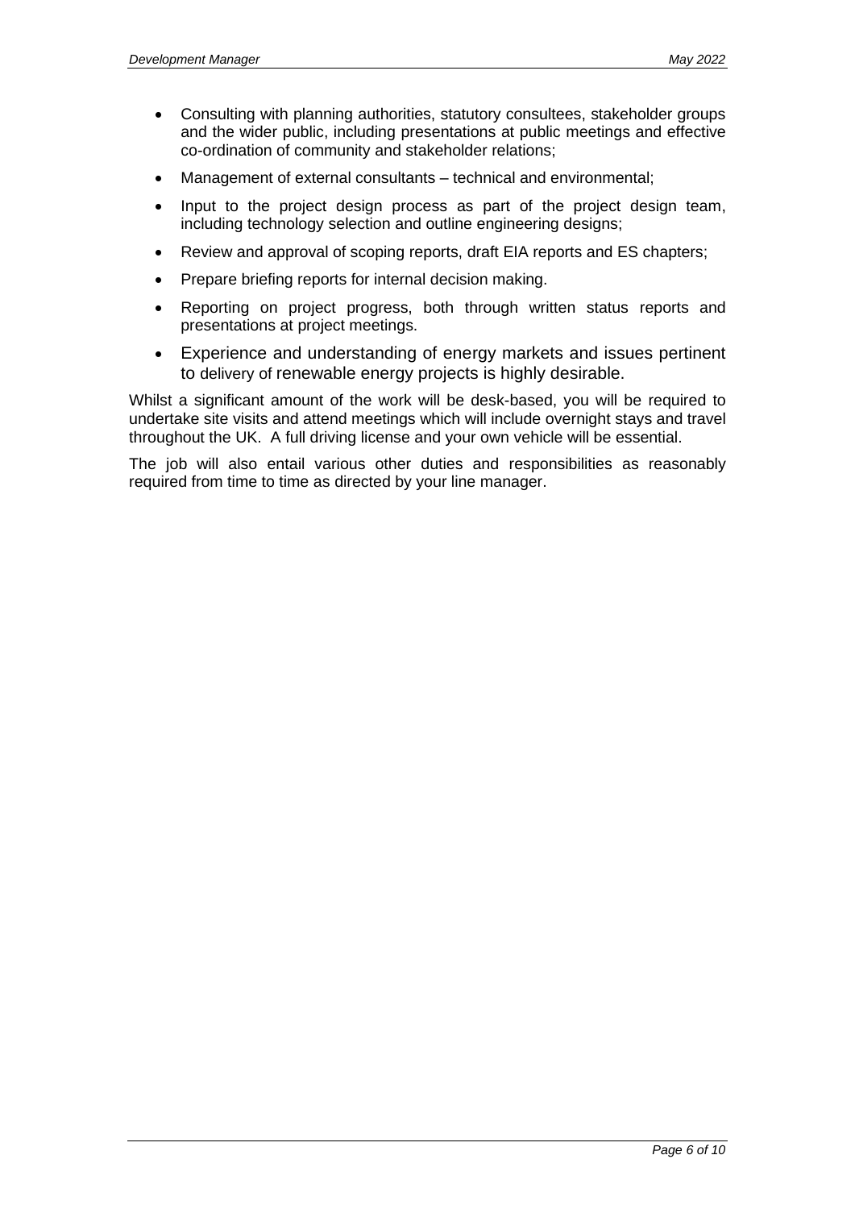- Consulting with planning authorities, statutory consultees, stakeholder groups and the wider public, including presentations at public meetings and effective co-ordination of community and stakeholder relations;
- Management of external consultants – technical and environmental;
- Input to the project design process as part of the project design team, including technology selection and outline engineering designs;
- Review and approval of scoping reports, draft EIA reports and ES chapters;
- Prepare briefing reports for internal decision making.
- Reporting on project progress, both through written status reports and presentations at project meetings.
- Experience and understanding of energy markets and issues pertinent to delivery of renewable energy projects is highly desirable.

Whilst a significant amount of the work will be desk-based, you will be required to undertake site visits and attend meetings which will include overnight stays and travel throughout the UK. A full driving license and your own vehicle will be essential.

The job will also entail various other duties and responsibilities as reasonably required from time to time as directed by your line manager.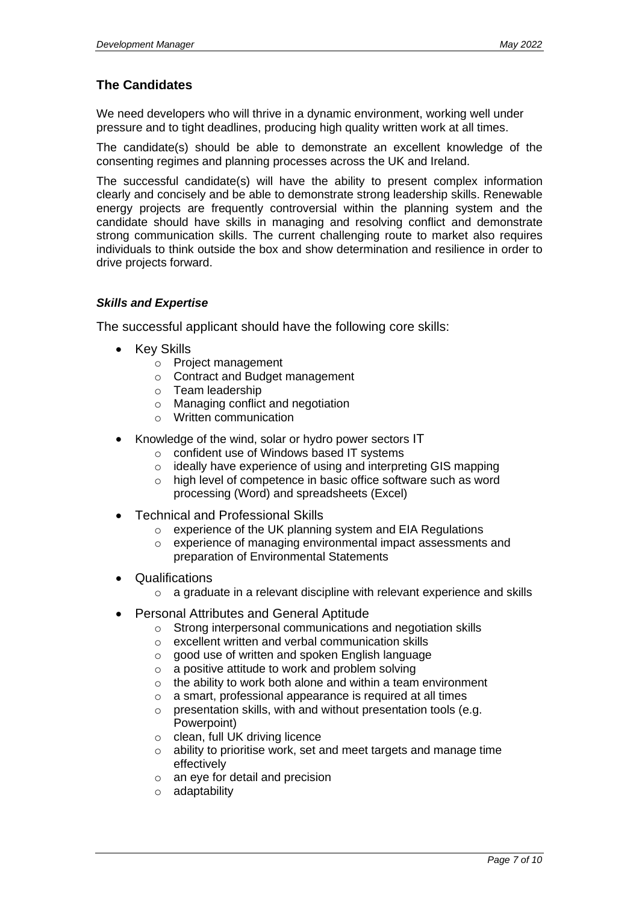## The Candidates

We need developers who will thrive in a dynamic environment, working well under pressure and to tight deadlines, producing high quality written work at all times.

The candidate(s) should be able to demonstrate an excellent knowledge of the consenting regimes and planning processes across the UK and Ireland.

The successful candidate(s) will have the ability to present complex information clearly and concisely and be able to demonstrate strong leadership skills. Renewable energy projects are frequently controversial within the planning system and the candidate should have skills in managing and resolving conflict and demonstrate strong communication skills. The current challenging route to market also requires individuals to think outside the box and show determination and resilience in order to drive projects forward.

### *Skills and Expertise*

The successful applicant should have the following core skills:

- Key Skills
  - Project management
  - Contract and Budget management
  - Team leadership
  - Managing conflict and negotiation
  - Written communication
- Knowledge of the wind, solar or hydro power sectors IT
  - confident use of Windows based IT systems
  - ideally have experience of using and interpreting GIS mapping
  - high level of competence in basic office software such as word processing (Word) and spreadsheets (Excel)
- Technical and Professional Skills
  - experience of the UK planning system and EIA Regulations
  - experience of managing environmental impact assessments and preparation of Environmental Statements
- Qualifications
  - a graduate in a relevant discipline with relevant experience and skills
- Personal Attributes and General Aptitude
  - Strong interpersonal communications and negotiation skills
  - excellent written and verbal communication skills
  - good use of written and spoken English language
  - a positive attitude to work and problem solving
  - the ability to work both alone and within a team environment
  - a smart, professional appearance is required at all times
  - presentation skills, with and without presentation tools (e.g. Powerpoint)
  - clean, full UK driving licence
  - ability to prioritise work, set and meet targets and manage time effectively
  - an eye for detail and precision
  - adaptability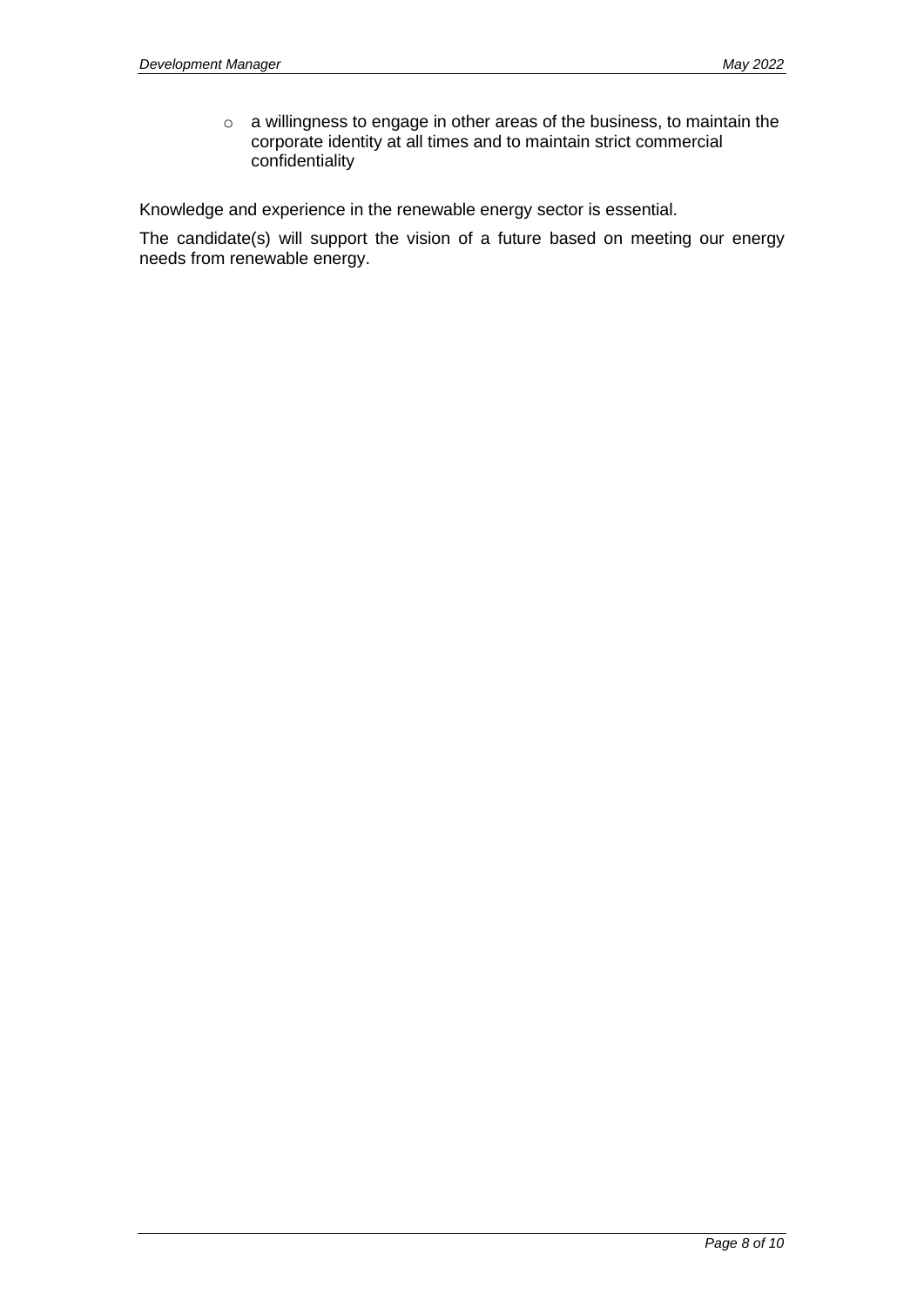- a willingness to engage in other areas of the business, to maintain the corporate identity at all times and to maintain strict commercial confidentiality

Knowledge and experience in the renewable energy sector is essential.

The candidate(s) will support the vision of a future based on meeting our energy needs from renewable energy.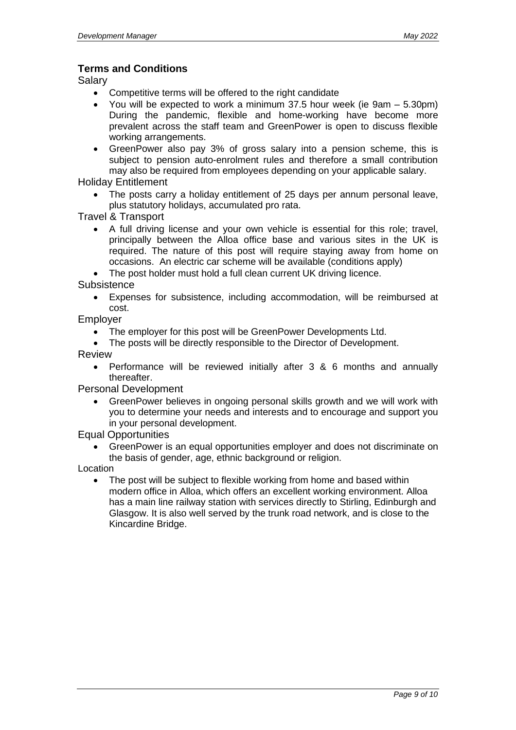## Terms and Conditions

Salary

- Competitive terms will be offered to the right candidate
- You will be expected to work a minimum 37.5 hour week (ie 9am – 5.30pm) During the pandemic, flexible and home-working have become more prevalent across the staff team and GreenPower is open to discuss flexible working arrangements.
- GreenPower also pay 3% of gross salary into a pension scheme, this is subject to pension auto-enrolment rules and therefore a small contribution may also be required from employees depending on your applicable salary.

Holiday Entitlement

- The posts carry a holiday entitlement of 25 days per annum personal leave, plus statutory holidays, accumulated pro rata.

Travel & Transport

- A full driving license and your own vehicle is essential for this role; travel, principally between the Alloa office base and various sites in the UK is required. The nature of this post will require staying away from home on occasions. An electric car scheme will be available (conditions apply)
- The post holder must hold a full clean current UK driving licence.

Subsistence

- Expenses for subsistence, including accommodation, will be reimbursed at cost.

Employer

- The employer for this post will be GreenPower Developments Ltd.
- The posts will be directly responsible to the Director of Development.

Review

- Performance will be reviewed initially after 3 & 6 months and annually thereafter.

Personal Development

- GreenPower believes in ongoing personal skills growth and we will work with you to determine your needs and interests and to encourage and support you in your personal development.

Equal Opportunities

- GreenPower is an equal opportunities employer and does not discriminate on the basis of gender, age, ethnic background or religion.

Location

- The post will be subject to flexible working from home and based within modern office in Alloa, which offers an excellent working environment. Alloa has a main line railway station with services directly to Stirling, Edinburgh and Glasgow. It is also well served by the trunk road network, and is close to the Kincardine Bridge.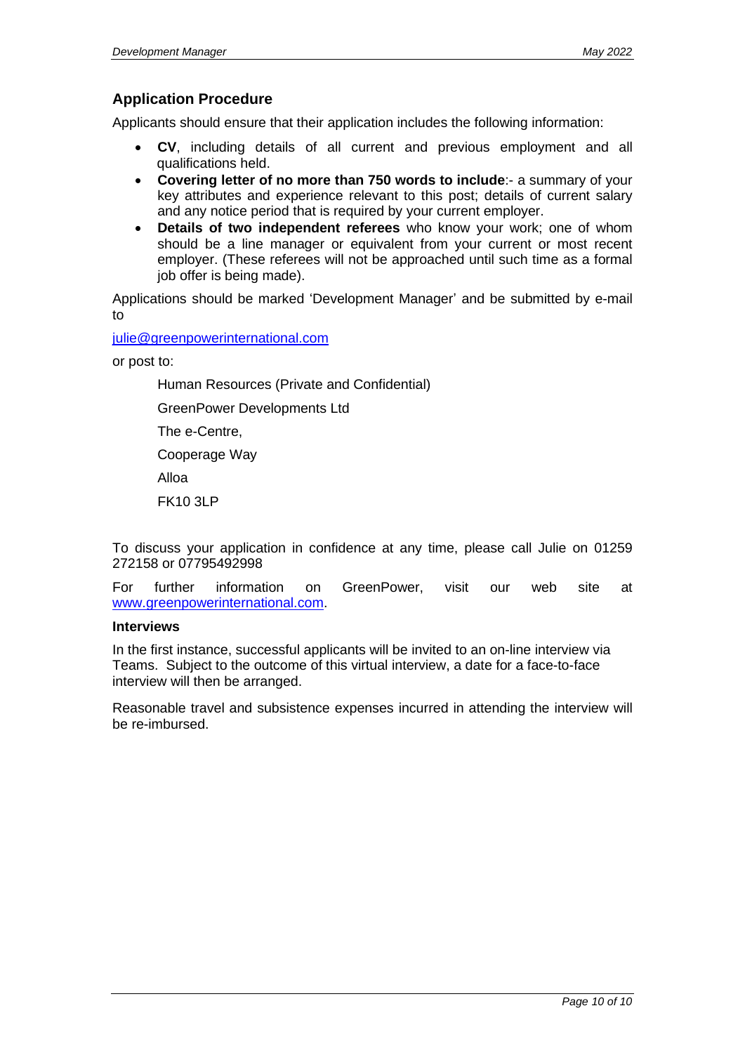## Application Procedure

Applicants should ensure that their application includes the following information:

- **CV**, including details of all current and previous employment and all qualifications held.
- **Covering letter of no more than 750 words to include**:- a summary of your key attributes and experience relevant to this post; details of current salary and any notice period that is required by your current employer.
- **Details of two independent referees** who know your work; one of whom should be a line manager or equivalent from your current or most recent employer. (These referees will not be approached until such time as a formal job offer is being made).

Applications should be marked 'Development Manager' and be submitted by e-mail to

julie@greenpowerinternational.com

or post to:

Human Resources (Private and Confidential)

GreenPower Developments Ltd

The e-Centre,

Cooperage Way

Alloa

FK10 3LP

To discuss your application in confidence at any time, please call Julie on 01259 272158 or 07795492998

For further information on GreenPower, visit our web site at www.greenpowerinternational.com.

**Interviews**

In the first instance, successful applicants will be invited to an on-line interview via Teams. Subject to the outcome of this virtual interview, a date for a face-to-face interview will then be arranged.

Reasonable travel and subsistence expenses incurred in attending the interview will be re-imbursed.